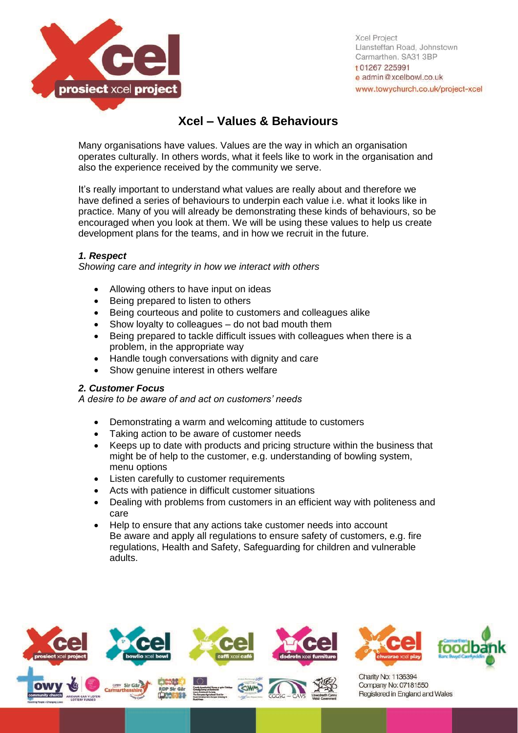Xcel Project
Llansteffan Road, Johnstown
Carmarthen. SA31 3BP
t 01267 225991
e admin@xcelbowl.co.uk
www.towychurch.co.uk/project-xcel

# Xcel – Values & Behaviours

Many organisations have values. Values are the way in which an organisation operates culturally. In others words, what it feels like to work in the organisation and also the experience received by the community we serve.

It's really important to understand what values are really about and therefore we have defined a series of behaviours to underpin each value i.e. what it looks like in practice. Many of you will already be demonstrating these kinds of behaviours, so be encouraged when you look at them. We will be using these values to help us create development plans for the teams, and in how we recruit in the future.

***1. Respect***

*Showing care and integrity in how we interact with others*

- Allowing others to have input on ideas
- Being prepared to listen to others
- Being courteous and polite to customers and colleagues alike
- Show loyalty to colleagues – do not bad mouth them
- Being prepared to tackle difficult issues with colleagues when there is a problem, in the appropriate way
- Handle tough conversations with dignity and care
- Show genuine interest in others welfare

***2. Customer Focus***

*A desire to be aware of and act on customers' needs*

- Demonstrating a warm and welcoming attitude to customers
- Taking action to be aware of customer needs
- Keeps up to date with products and pricing structure within the business that might be of help to the customer, e.g. understanding of bowling system, menu options
- Listen carefully to customer requirements
- Acts with patience in difficult customer situations
- Dealing with problems from customers in an efficient way with politeness and care
- Help to ensure that any actions take customer needs into account
  Be aware and apply all regulations to ensure safety of customers, e.g. fire regulations, Health and Safety, Safeguarding for children and vulnerable adults.

Charity No: 1136394
Company No: 07181550
Registered in England and Wales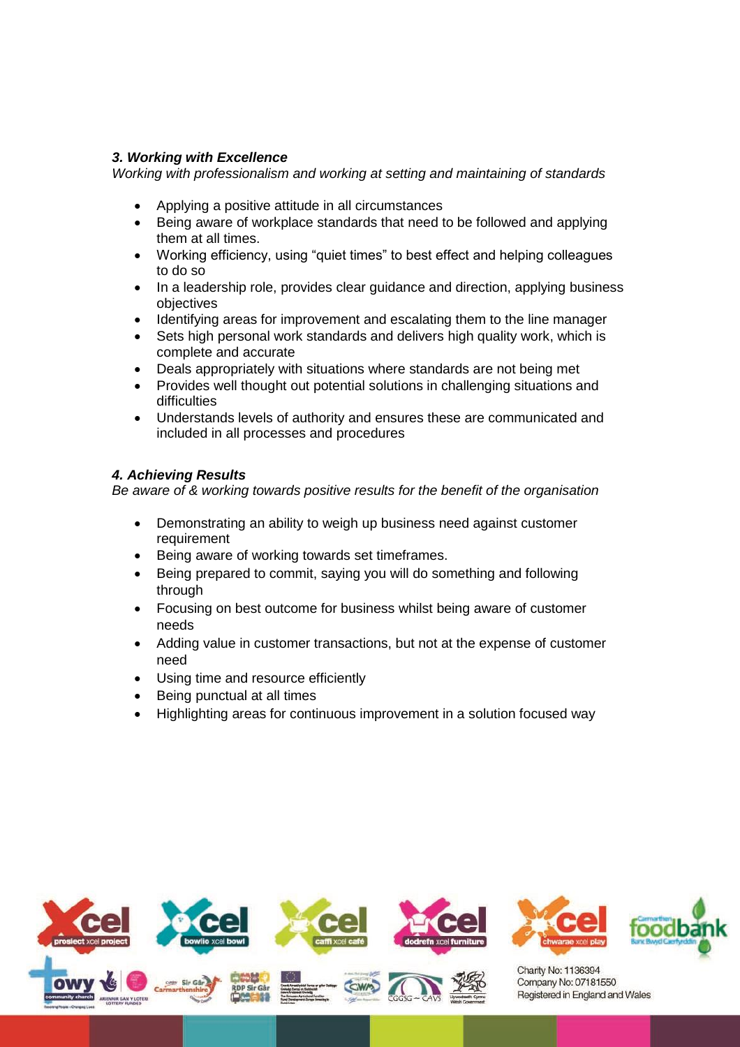### *3. Working with Excellence*

*Working with professionalism and working at setting and maintaining of standards*

- Applying a positive attitude in all circumstances
- Being aware of workplace standards that need to be followed and applying them at all times.
- Working efficiency, using "quiet times" to best effect and helping colleagues to do so
- In a leadership role, provides clear guidance and direction, applying business objectives
- Identifying areas for improvement and escalating them to the line manager
- Sets high personal work standards and delivers high quality work, which is complete and accurate
- Deals appropriately with situations where standards are not being met
- Provides well thought out potential solutions in challenging situations and difficulties
- Understands levels of authority and ensures these are communicated and included in all processes and procedures

### *4. Achieving Results*

*Be aware of & working towards positive results for the benefit of the organisation*

- Demonstrating an ability to weigh up business need against customer requirement
- Being aware of working towards set timeframes.
- Being prepared to commit, saying you will do something and following through
- Focusing on best outcome for business whilst being aware of customer needs
- Adding value in customer transactions, but not at the expense of customer need
- Using time and resource efficiently
- Being punctual at all times
- Highlighting areas for continuous improvement in a solution focused way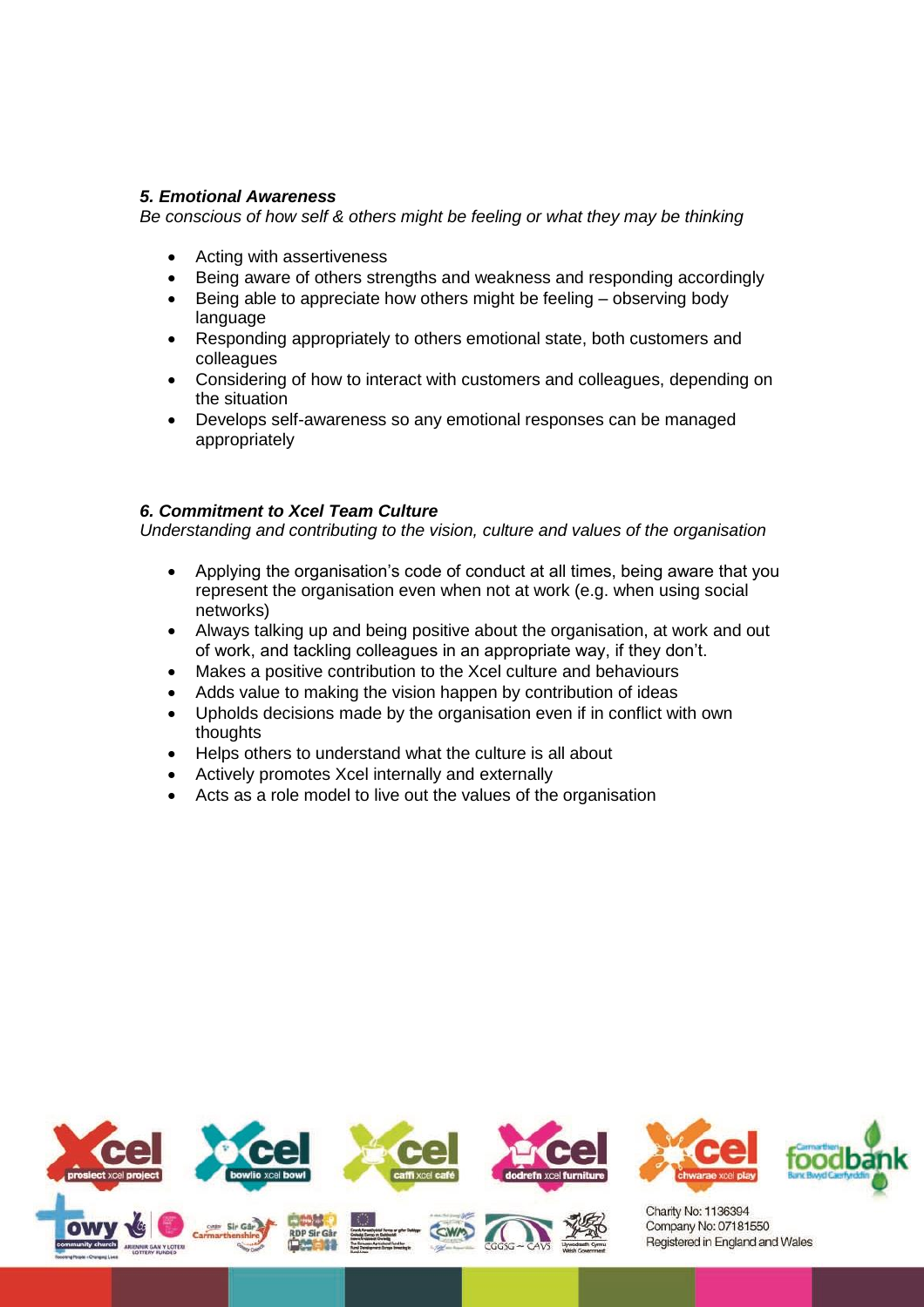***5. Emotional Awareness***
*Be conscious of how self & others might be feeling or what they may be thinking*

- Acting with assertiveness
- Being aware of others strengths and weakness and responding accordingly
- Being able to appreciate how others might be feeling – observing body language
- Responding appropriately to others emotional state, both customers and colleagues
- Considering of how to interact with customers and colleagues, depending on the situation
- Develops self-awareness so any emotional responses can be managed appropriately

***6. Commitment to Xcel Team Culture***
*Understanding and contributing to the vision, culture and values of the organisation*

- Applying the organisation's code of conduct at all times, being aware that you represent the organisation even when not at work (e.g. when using social networks)
- Always talking up and being positive about the organisation, at work and out of work, and tackling colleagues in an appropriate way, if they don't.
- Makes a positive contribution to the Xcel culture and behaviours
- Adds value to making the vision happen by contribution of ideas
- Upholds decisions made by the organisation even if in conflict with own thoughts
- Helps others to understand what the culture is all about
- Actively promotes Xcel internally and externally
- Acts as a role model to live out the values of the organisation

Charity No: 1136394
Company No: 07181550
Registered in England and Wales